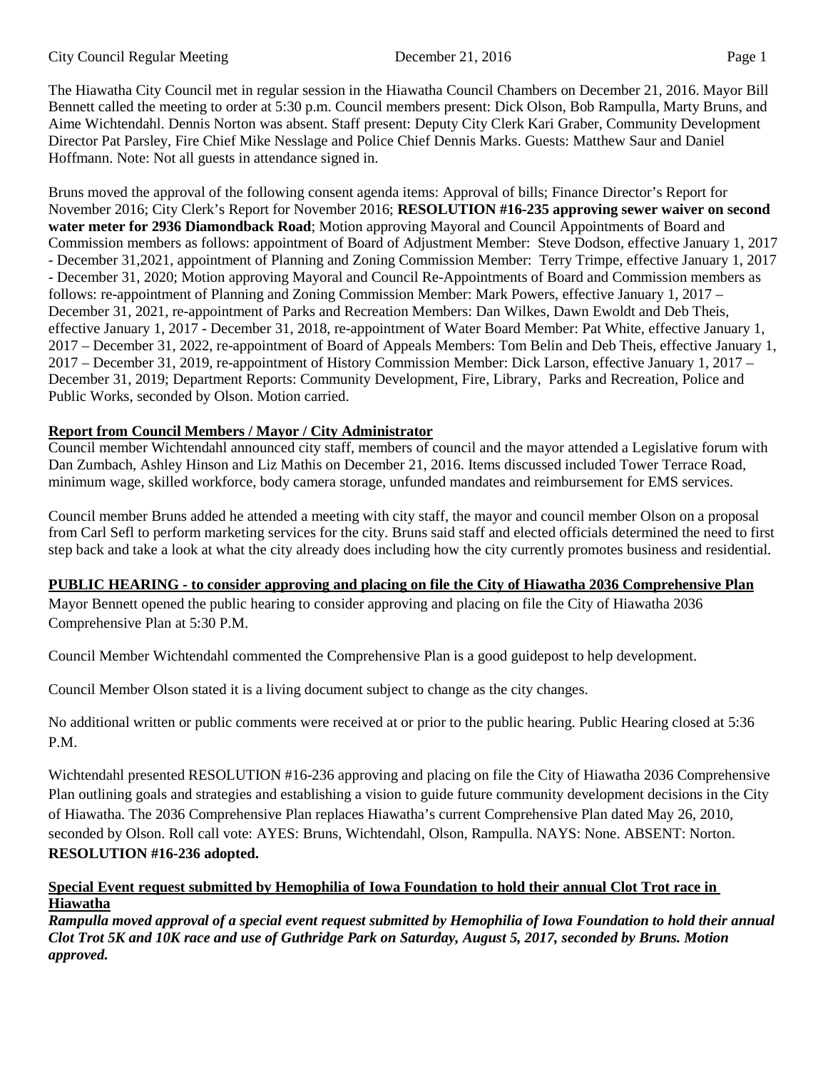The Hiawatha City Council met in regular session in the Hiawatha Council Chambers on December 21, 2016. Mayor Bill Bennett called the meeting to order at 5:30 p.m. Council members present: Dick Olson, Bob Rampulla, Marty Bruns, and Aime Wichtendahl. Dennis Norton was absent. Staff present: Deputy City Clerk Kari Graber, Community Development Director Pat Parsley, Fire Chief Mike Nesslage and Police Chief Dennis Marks. Guests: Matthew Saur and Daniel Hoffmann. Note: Not all guests in attendance signed in.

Bruns moved the approval of the following consent agenda items: Approval of bills; Finance Director's Report for November 2016; City Clerk's Report for November 2016; **RESOLUTION #16-235 approving sewer waiver on second water meter for 2936 Diamondback Road**; Motion approving Mayoral and Council Appointments of Board and Commission members as follows: appointment of Board of Adjustment Member: Steve Dodson, effective January 1, 2017 - December 31,2021, appointment of Planning and Zoning Commission Member: Terry Trimpe, effective January 1, 2017 - December 31, 2020; Motion approving Mayoral and Council Re-Appointments of Board and Commission members as follows: re-appointment of Planning and Zoning Commission Member: Mark Powers, effective January 1, 2017 – December 31, 2021, re-appointment of Parks and Recreation Members: Dan Wilkes, Dawn Ewoldt and Deb Theis, effective January 1, 2017 - December 31, 2018, re-appointment of Water Board Member: Pat White, effective January 1, 2017 – December 31, 2022, re-appointment of Board of Appeals Members: Tom Belin and Deb Theis, effective January 1, 2017 – December 31, 2019, re-appointment of History Commission Member: Dick Larson, effective January 1, 2017 – December 31, 2019; Department Reports: Community Development, Fire, Library, Parks and Recreation, Police and Public Works, seconded by Olson. Motion carried.

**Report from Council Members / Mayor / City Administrator**

Council member Wichtendahl announced city staff, members of council and the mayor attended a Legislative forum with Dan Zumbach, Ashley Hinson and Liz Mathis on December 21, 2016. Items discussed included Tower Terrace Road, minimum wage, skilled workforce, body camera storage, unfunded mandates and reimbursement for EMS services.

Council member Bruns added he attended a meeting with city staff, the mayor and council member Olson on a proposal from Carl Sefl to perform marketing services for the city. Bruns said staff and elected officials determined the need to first step back and take a look at what the city already does including how the city currently promotes business and residential.

**PUBLIC HEARING - to consider approving and placing on file the City of Hiawatha 2036 Comprehensive Plan**

Mayor Bennett opened the public hearing to consider approving and placing on file the City of Hiawatha 2036 Comprehensive Plan at 5:30 P.M.

Council Member Wichtendahl commented the Comprehensive Plan is a good guidepost to help development.

Council Member Olson stated it is a living document subject to change as the city changes.

No additional written or public comments were received at or prior to the public hearing. Public Hearing closed at 5:36 P.M.

Wichtendahl presented RESOLUTION #16-236 approving and placing on file the City of Hiawatha 2036 Comprehensive Plan outlining goals and strategies and establishing a vision to guide future community development decisions in the City of Hiawatha. The 2036 Comprehensive Plan replaces Hiawatha's current Comprehensive Plan dated May 26, 2010, seconded by Olson. Roll call vote: AYES: Bruns, Wichtendahl, Olson, Rampulla. NAYS: None. ABSENT: Norton. **RESOLUTION #16-236 adopted.**

**Special Event request submitted by Hemophilia of Iowa Foundation to hold their annual Clot Trot race in Hiawatha**

***Rampulla moved approval of a special event request submitted by Hemophilia of Iowa Foundation to hold their annual Clot Trot 5K and 10K race and use of Guthridge Park on Saturday, August 5, 2017, seconded by Bruns. Motion approved.***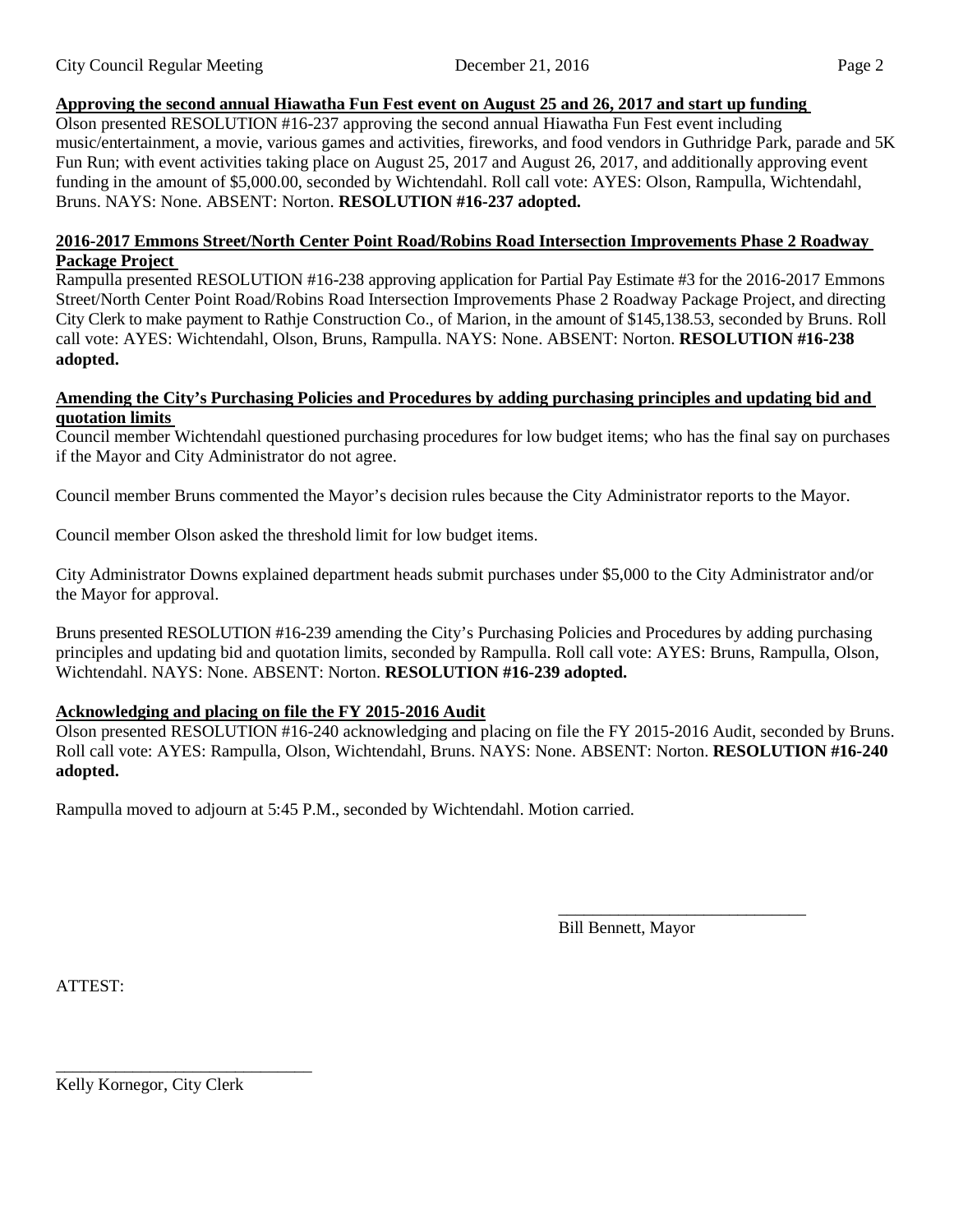**Approving the second annual Hiawatha Fun Fest event on August 25 and 26, 2017 and start up funding**

Olson presented RESOLUTION #16-237 approving the second annual Hiawatha Fun Fest event including music/entertainment, a movie, various games and activities, fireworks, and food vendors in Guthridge Park, parade and 5K Fun Run; with event activities taking place on August 25, 2017 and August 26, 2017, and additionally approving event funding in the amount of $5,000.00, seconded by Wichtendahl. Roll call vote: AYES: Olson, Rampulla, Wichtendahl, Bruns. NAYS: None. ABSENT: Norton. **RESOLUTION #16-237 adopted.**

**2016-2017 Emmons Street/North Center Point Road/Robins Road Intersection Improvements Phase 2 Roadway Package Project**

Rampulla presented RESOLUTION #16-238 approving application for Partial Pay Estimate #3 for the 2016-2017 Emmons Street/North Center Point Road/Robins Road Intersection Improvements Phase 2 Roadway Package Project, and directing City Clerk to make payment to Rathje Construction Co., of Marion, in the amount of $145,138.53, seconded by Bruns. Roll call vote: AYES: Wichtendahl, Olson, Bruns, Rampulla. NAYS: None. ABSENT: Norton. **RESOLUTION #16-238 adopted.**

**Amending the City's Purchasing Policies and Procedures by adding purchasing principles and updating bid and quotation limits**

Council member Wichtendahl questioned purchasing procedures for low budget items; who has the final say on purchases if the Mayor and City Administrator do not agree.

Council member Bruns commented the Mayor's decision rules because the City Administrator reports to the Mayor.

Council member Olson asked the threshold limit for low budget items.

City Administrator Downs explained department heads submit purchases under $5,000 to the City Administrator and/or the Mayor for approval.

Bruns presented RESOLUTION #16-239 amending the City's Purchasing Policies and Procedures by adding purchasing principles and updating bid and quotation limits, seconded by Rampulla. Roll call vote: AYES: Bruns, Rampulla, Olson, Wichtendahl. NAYS: None. ABSENT: Norton. **RESOLUTION #16-239 adopted.**

**Acknowledging and placing on file the FY 2015-2016 Audit**

Olson presented RESOLUTION #16-240 acknowledging and placing on file the FY 2015-2016 Audit, seconded by Bruns. Roll call vote: AYES: Rampulla, Olson, Wichtendahl, Bruns. NAYS: None. ABSENT: Norton. **RESOLUTION #16-240 adopted.**

Rampulla moved to adjourn at 5:45 P.M., seconded by Wichtendahl. Motion carried.

\_\_\_\_\_\_\_\_\_\_\_\_\_\_\_\_\_\_\_\_\_\_\_\_\_\_\_\_\_\_
Bill Bennett, Mayor

ATTEST:

\_\_\_\_\_\_\_\_\_\_\_\_\_\_\_\_\_\_\_\_\_\_\_\_\_\_\_\_\_\_
Kelly Kornegor, City Clerk